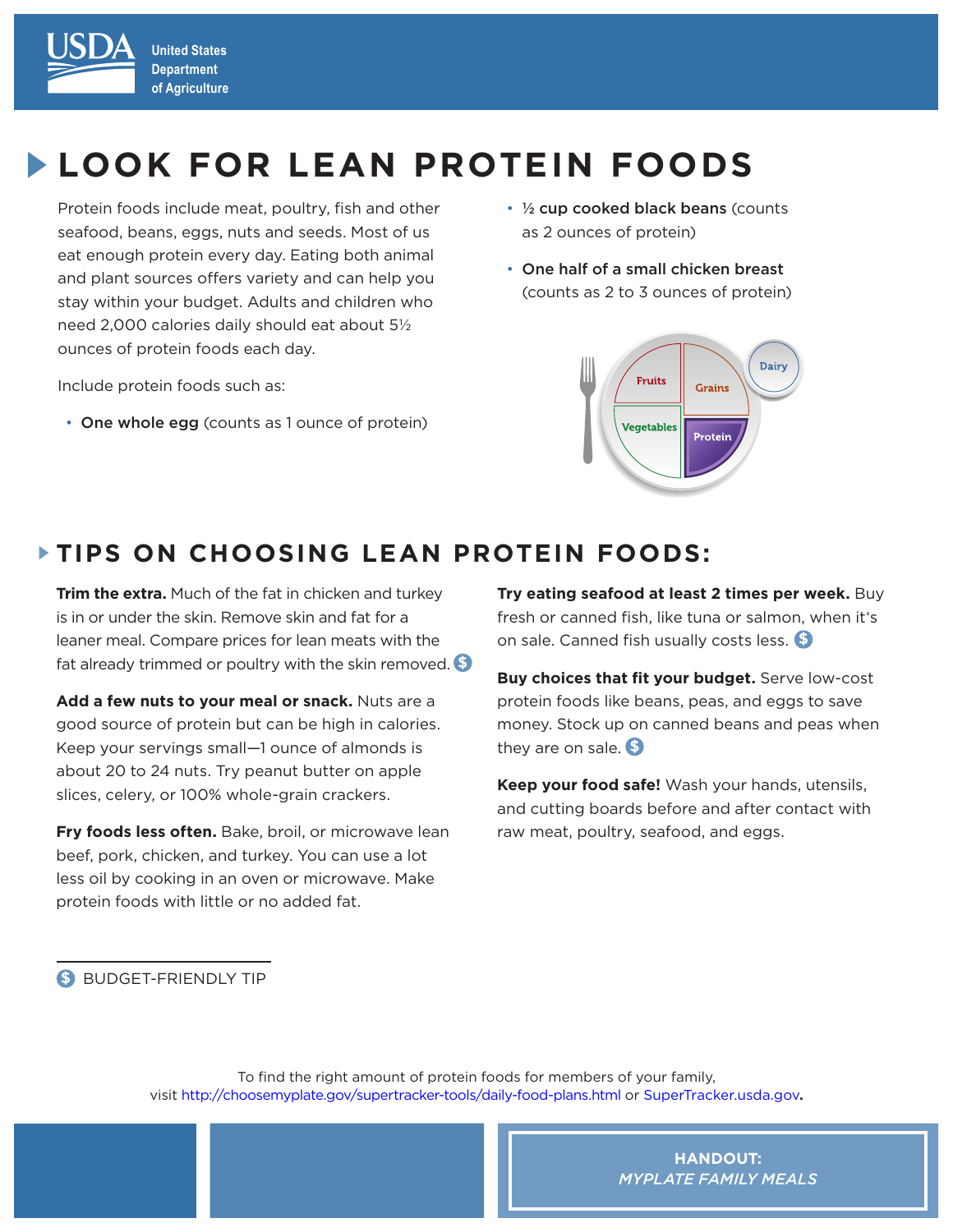United States Department of Agriculture

# LOOK FOR LEAN PROTEIN FOODS

Protein foods include meat, poultry, fish and other seafood, beans, eggs, nuts and seeds. Most of us eat enough protein every day. Eating both animal and plant sources offers variety and can help you stay within your budget. Adults and children who need 2,000 calories daily should eat about 5½ ounces of protein foods each day.

Include protein foods such as:

- **One whole egg** (counts as 1 ounce of protein)
- **½ cup cooked black beans** (counts as 2 ounces of protein)
- **One half of a small chicken breast** (counts as 2 to 3 ounces of protein)

## TIPS ON CHOOSING LEAN PROTEIN FOODS:

**Trim the extra.** Much of the fat in chicken and turkey is in or under the skin. Remove skin and fat for a leaner meal. Compare prices for lean meats with the fat already trimmed or poultry with the skin removed. $

**Add a few nuts to your meal or snack.** Nuts are a good source of protein but can be high in calories. Keep your servings small—1 ounce of almonds is about 20 to 24 nuts. Try peanut butter on apple slices, celery, or 100% whole-grain crackers.

**Fry foods less often.** Bake, broil, or microwave lean beef, pork, chicken, and turkey. You can use a lot less oil by cooking in an oven or microwave. Make protein foods with little or no added fat.

**Try eating seafood at least 2 times per week.** Buy fresh or canned fish, like tuna or salmon, when it's on sale. Canned fish usually costs less. $

**Buy choices that fit your budget.** Serve low-cost protein foods like beans, peas, and eggs to save money. Stock up on canned beans and peas when they are on sale. $

**Keep your food safe!** Wash your hands, utensils, and cutting boards before and after contact with raw meat, poultry, seafood, and eggs.

$ BUDGET-FRIENDLY TIP

To find the right amount of protein foods for members of your family, visit http://choosemyplate.gov/supertracker-tools/daily-food-plans.html or SuperTracker.usda.gov.

**HANDOUT:**
***MYPLATE FAMILY MEALS***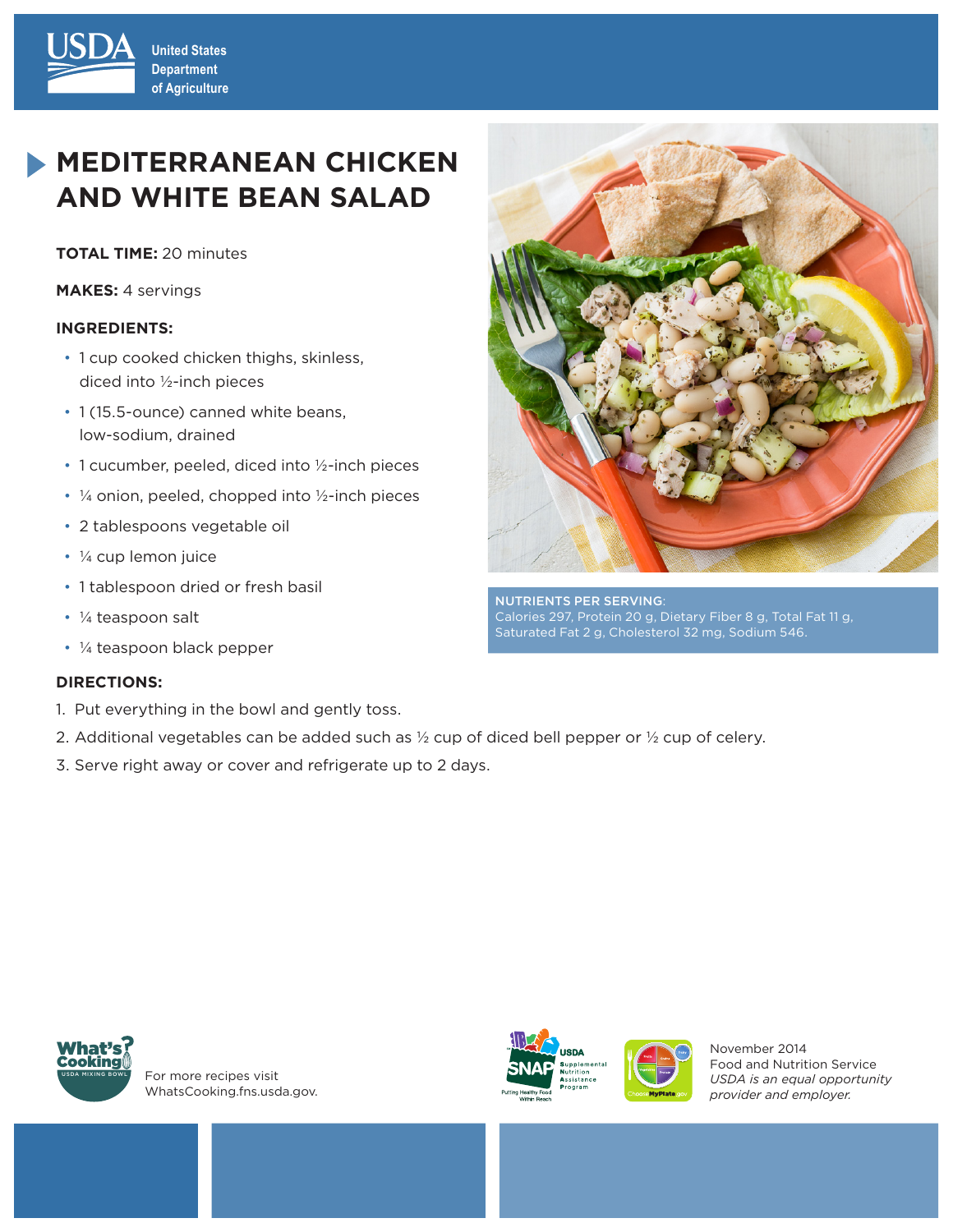# MEDITERRANEAN CHICKEN AND WHITE BEAN SALAD

**TOTAL TIME:** 20 minutes

**MAKES:** 4 servings

**INGREDIENTS:**

- 1 cup cooked chicken thighs, skinless, diced into ½-inch pieces
- 1 (15.5-ounce) canned white beans, low-sodium, drained
- 1 cucumber, peeled, diced into ½-inch pieces
- ¼ onion, peeled, chopped into ½-inch pieces
- 2 tablespoons vegetable oil
- ¼ cup lemon juice
- 1 tablespoon dried or fresh basil
- ¼ teaspoon salt
- ¼ teaspoon black pepper

**NUTRIENTS PER SERVING**:
Calories 297, Protein 20 g, Dietary Fiber 8 g, Total Fat 11 g, Saturated Fat 2 g, Cholesterol 32 mg, Sodium 546.

**DIRECTIONS:**

1. Put everything in the bowl and gently toss.
2. Additional vegetables can be added such as ½ cup of diced bell pepper or ½ cup of celery.
3. Serve right away or cover and refrigerate up to 2 days.

For more recipes visit WhatsCooking.fns.usda.gov.

November 2014
Food and Nutrition Service
*USDA is an equal opportunity provider and employer.*